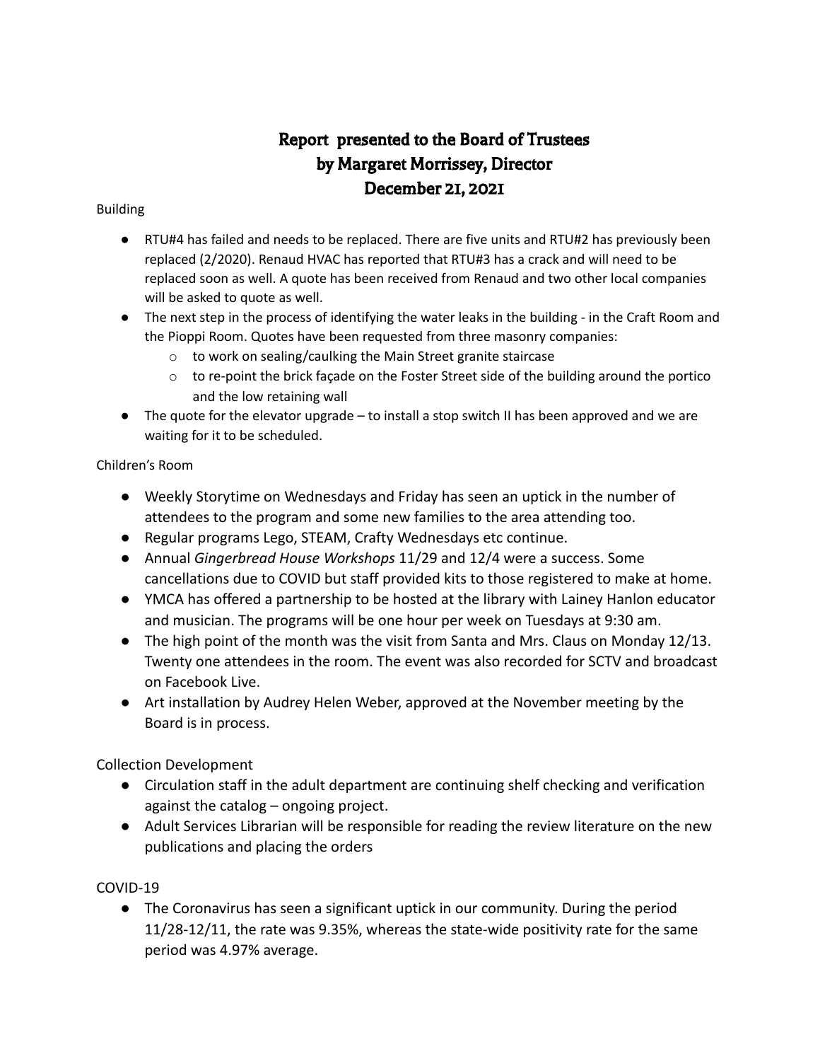# Report presented to the Board of Trustees
# by Margaret Morrissey, Director
# December 21, 2021

Building

- RTU#4 has failed and needs to be replaced. There are five units and RTU#2 has previously been replaced (2/2020). Renaud HVAC has reported that RTU#3 has a crack and will need to be replaced soon as well. A quote has been received from Renaud and two other local companies will be asked to quote as well.
- The next step in the process of identifying the water leaks in the building - in the Craft Room and the Pioppi Room. Quotes have been requested from three masonry companies:
  - to work on sealing/caulking the Main Street granite staircase
  - to re-point the brick façade on the Foster Street side of the building around the portico and the low retaining wall
- The quote for the elevator upgrade – to install a stop switch II has been approved and we are waiting for it to be scheduled.

Children's Room

- Weekly Storytime on Wednesdays and Friday has seen an uptick in the number of attendees to the program and some new families to the area attending too.
- Regular programs Lego, STEAM, Crafty Wednesdays etc continue.
- Annual *Gingerbread House Workshops* 11/29 and 12/4 were a success. Some cancellations due to COVID but staff provided kits to those registered to make at home.
- YMCA has offered a partnership to be hosted at the library with Lainey Hanlon educator and musician. The programs will be one hour per week on Tuesdays at 9:30 am.
- The high point of the month was the visit from Santa and Mrs. Claus on Monday 12/13. Twenty one attendees in the room. The event was also recorded for SCTV and broadcast on Facebook Live.
- Art installation by Audrey Helen Weber, approved at the November meeting by the Board is in process.

Collection Development

- Circulation staff in the adult department are continuing shelf checking and verification against the catalog – ongoing project.
- Adult Services Librarian will be responsible for reading the review literature on the new publications and placing the orders

COVID-19

- The Coronavirus has seen a significant uptick in our community. During the period 11/28-12/11, the rate was 9.35%, whereas the state-wide positivity rate for the same period was 4.97% average.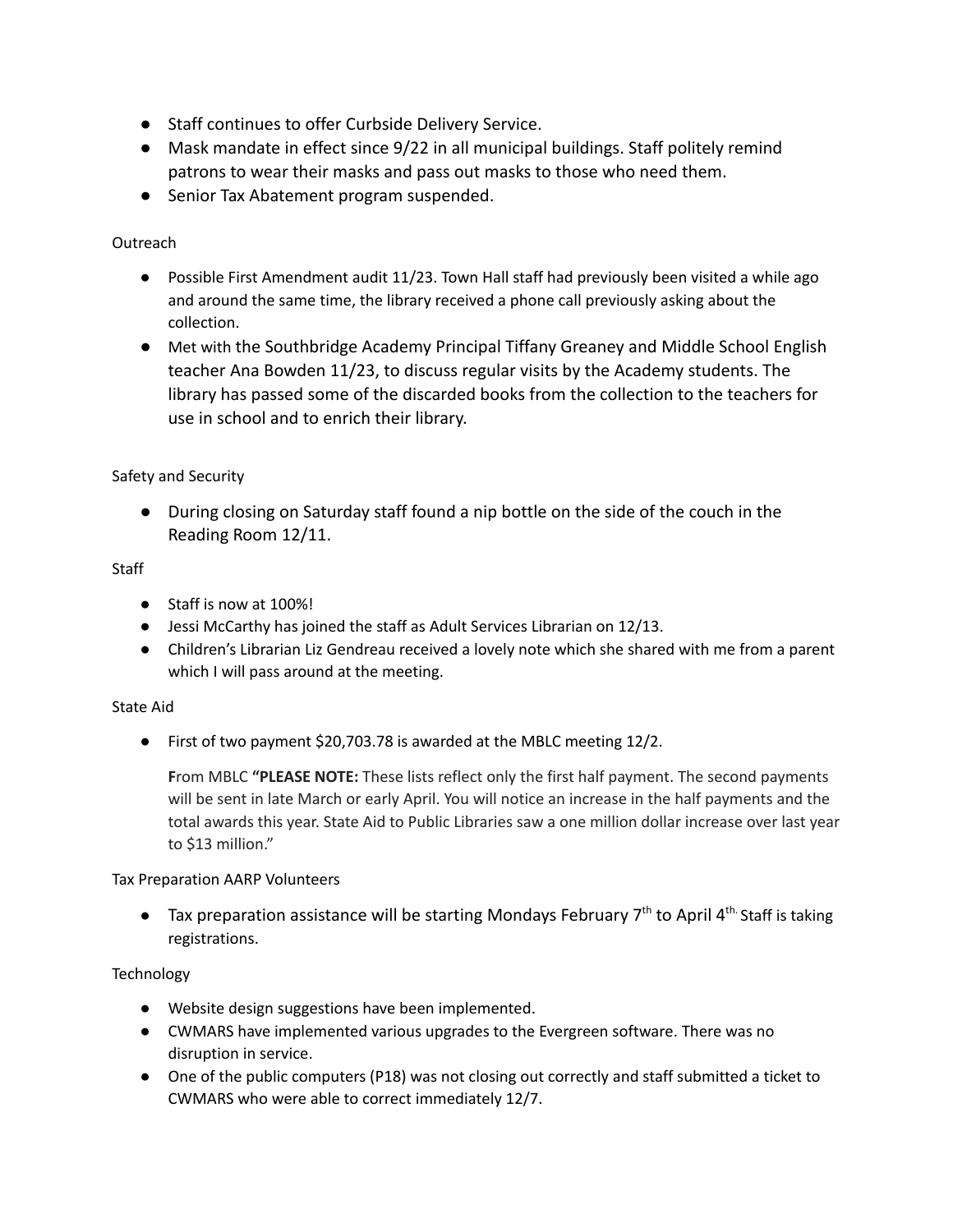- Staff continues to offer Curbside Delivery Service.
- Mask mandate in effect since 9/22 in all municipal buildings. Staff politely remind patrons to wear their masks and pass out masks to those who need them.
- Senior Tax Abatement program suspended.

Outreach

- Possible First Amendment audit 11/23. Town Hall staff had previously been visited a while ago and around the same time, the library received a phone call previously asking about the collection.
- Met with the Southbridge Academy Principal Tiffany Greaney and Middle School English teacher Ana Bowden 11/23, to discuss regular visits by the Academy students. The library has passed some of the discarded books from the collection to the teachers for use in school and to enrich their library.

Safety and Security

- During closing on Saturday staff found a nip bottle on the side of the couch in the Reading Room 12/11.

Staff

- Staff is now at 100%!
- Jessi McCarthy has joined the staff as Adult Services Librarian on 12/13.
- Children's Librarian Liz Gendreau received a lovely note which she shared with me from a parent which I will pass around at the meeting.

State Aid

- First of two payment $20,703.78 is awarded at the MBLC meeting 12/2.

  **F**rom MBLC **"PLEASE NOTE:** These lists reflect only the first half payment. The second payments will be sent in late March or early April. You will notice an increase in the half payments and the total awards this year. State Aid to Public Libraries saw a one million dollar increase over last year to $13 million."

Tax Preparation AARP Volunteers

- Tax preparation assistance will be starting Mondays February 7th to April 4th. Staff is taking registrations.

Technology

- Website design suggestions have been implemented.
- CWMARS have implemented various upgrades to the Evergreen software. There was no disruption in service.
- One of the public computers (P18) was not closing out correctly and staff submitted a ticket to CWMARS who were able to correct immediately 12/7.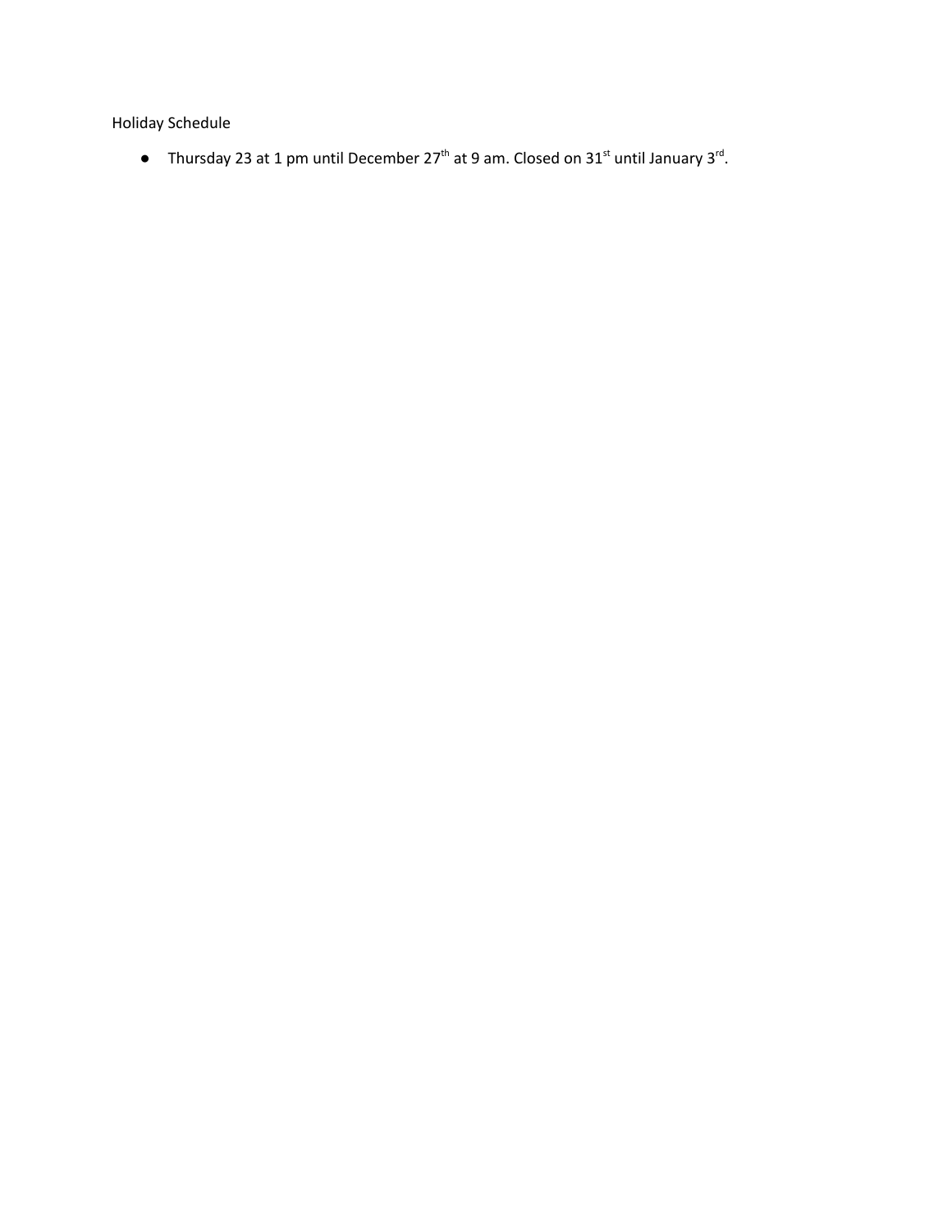Holiday Schedule

- Thursday 23 at 1 pm until December 27th at 9 am. Closed on 31st until January 3rd.